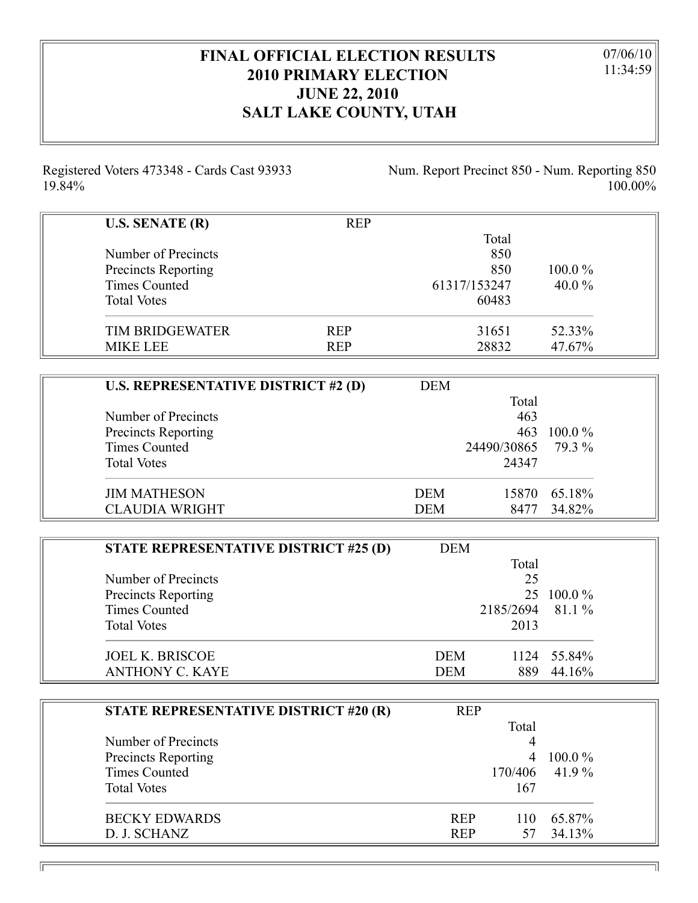# FINAL OFFICIAL ELECTION RESULTS
## 2010 PRIMARY ELECTION
## JUNE 22, 2010
## SALT LAKE COUNTY, UTAH

07/06/10
11:34:59

Registered Voters 473348 - Cards Cast 93933 19.84%

Num. Report Precinct 850 - Num. Reporting 850 100.00%

| U.S. SENATE (R) | REP | Total | |
|---|---|---|---|
| Number of Precincts | | 850 | |
| Precincts Reporting | | 850 | 100.0 % |
| Times Counted | | 61317/153247 | 40.0 % |
| Total Votes | | 60483 | |
| TIM BRIDGEWATER | REP | 31651 | 52.33% |
| MIKE LEE | REP | 28832 | 47.67% |

| U.S. REPRESENTATIVE DISTRICT #2 (D) | DEM | Total | |
|---|---|---|---|
| Number of Precincts | | 463 | |
| Precincts Reporting | | 463 | 100.0 % |
| Times Counted | | 24490/30865 | 79.3 % |
| Total Votes | | 24347 | |
| JIM MATHESON | DEM | 15870 | 65.18% |
| CLAUDIA WRIGHT | DEM | 8477 | 34.82% |

| STATE REPRESENTATIVE DISTRICT #25 (D) | DEM | Total | |
|---|---|---|---|
| Number of Precincts | | 25 | |
| Precincts Reporting | | 25 | 100.0 % |
| Times Counted | | 2185/2694 | 81.1 % |
| Total Votes | | 2013 | |
| JOEL K. BRISCOE | DEM | 1124 | 55.84% |
| ANTHONY C. KAYE | DEM | 889 | 44.16% |

| STATE REPRESENTATIVE DISTRICT #20 (R) | REP | Total | |
|---|---|---|---|
| Number of Precincts | | 4 | |
| Precincts Reporting | | 4 | 100.0 % |
| Times Counted | | 170/406 | 41.9 % |
| Total Votes | | 167 | |
| BECKY EDWARDS | REP | 110 | 65.87% |
| D. J. SCHANZ | REP | 57 | 34.13% |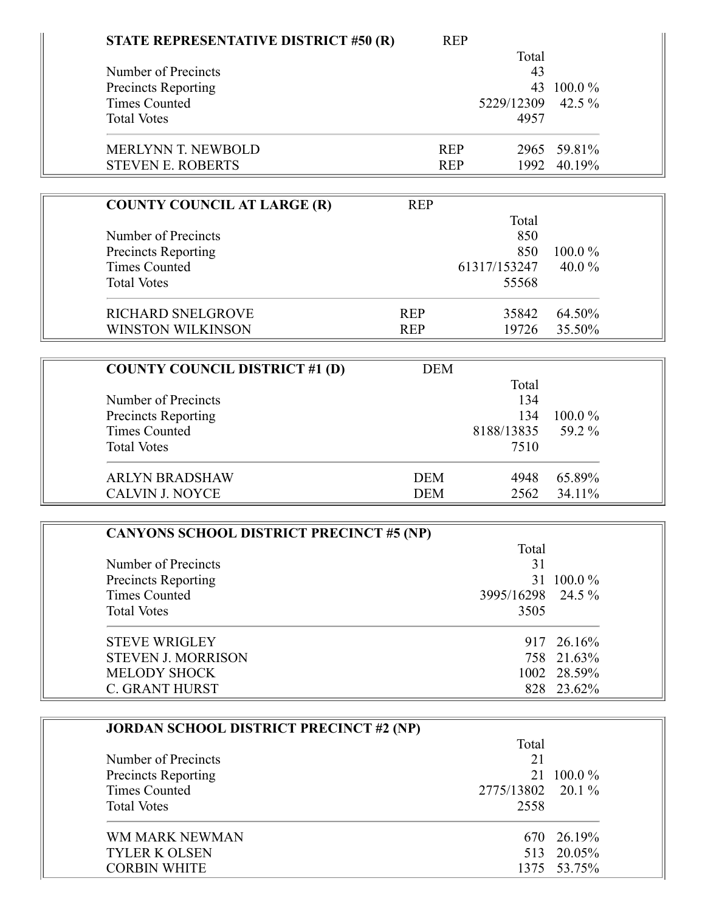### STATE REPRESENTATIVE DISTRICT #50 (R) REP

| | | Total | |
|---|---|---|---|
| Number of Precincts | | 43 | |
| Precincts Reporting | | 43 | 100.0 % |
| Times Counted | | 5229/12309 | 42.5 % |
| Total Votes | | 4957 | |
| MERLYNN T. NEWBOLD | REP | 2965 | 59.81% |
| STEVEN E. ROBERTS | REP | 1992 | 40.19% |

### COUNTY COUNCIL AT LARGE (R) REP

| | | Total | |
|---|---|---|---|
| Number of Precincts | | 850 | |
| Precincts Reporting | | 850 | 100.0 % |
| Times Counted | | 61317/153247 | 40.0 % |
| Total Votes | | 55568 | |
| RICHARD SNELGROVE | REP | 35842 | 64.50% |
| WINSTON WILKINSON | REP | 19726 | 35.50% |

### COUNTY COUNCIL DISTRICT #1 (D) DEM

| | | Total | |
|---|---|---|---|
| Number of Precincts | | 134 | |
| Precincts Reporting | | 134 | 100.0 % |
| Times Counted | | 8188/13835 | 59.2 % |
| Total Votes | | 7510 | |
| ARLYN BRADSHAW | DEM | 4948 | 65.89% |
| CALVIN J. NOYCE | DEM | 2562 | 34.11% |

### CANYONS SCHOOL DISTRICT PRECINCT #5 (NP)

| | Total | |
|---|---|---|
| Number of Precincts | 31 | |
| Precincts Reporting | 31 | 100.0 % |
| Times Counted | 3995/16298 | 24.5 % |
| Total Votes | 3505 | |
| STEVE WRIGLEY | 917 | 26.16% |
| STEVEN J. MORRISON | 758 | 21.63% |
| MELODY SHOCK | 1002 | 28.59% |
| C. GRANT HURST | 828 | 23.62% |

### JORDAN SCHOOL DISTRICT PRECINCT #2 (NP)

| | Total | |
|---|---|---|
| Number of Precincts | 21 | |
| Precincts Reporting | 21 | 100.0 % |
| Times Counted | 2775/13802 | 20.1 % |
| Total Votes | 2558 | |
| WM MARK NEWMAN | 670 | 26.19% |
| TYLER K OLSEN | 513 | 20.05% |
| CORBIN WHITE | 1375 | 53.75% |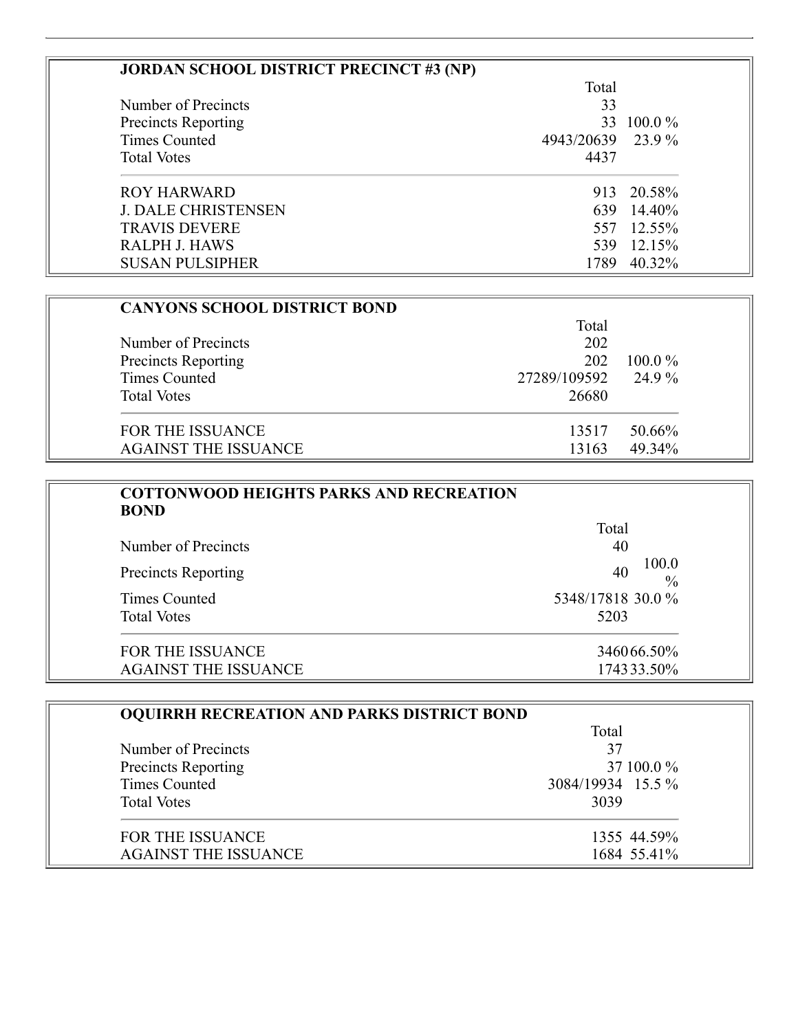### JORDAN SCHOOL DISTRICT PRECINCT #3 (NP)

| | Total | |
|---|---|---|
| Number of Precincts | 33 | |
| Precincts Reporting | 33 | 100.0 % |
| Times Counted | 4943/20639 | 23.9 % |
| Total Votes | 4437 | |
| ROY HARWARD | 913 | 20.58% |
| J. DALE CHRISTENSEN | 639 | 14.40% |
| TRAVIS DEVERE | 557 | 12.55% |
| RALPH J. HAWS | 539 | 12.15% |
| SUSAN PULSIPHER | 1789 | 40.32% |

### CANYONS SCHOOL DISTRICT BOND

| | Total | |
|---|---|---|
| Number of Precincts | 202 | |
| Precincts Reporting | 202 | 100.0 % |
| Times Counted | 27289/109592 | 24.9 % |
| Total Votes | 26680 | |
| FOR THE ISSUANCE | 13517 | 50.66% |
| AGAINST THE ISSUANCE | 13163 | 49.34% |

### COTTONWOOD HEIGHTS PARKS AND RECREATION BOND

| | Total | |
|---|---|---|
| Number of Precincts | 40 | |
| Precincts Reporting | 40 | 100.0 % |
| Times Counted | 5348/17818 | 30.0 % |
| Total Votes | 5203 | |
| FOR THE ISSUANCE | 3460 | 66.50% |
| AGAINST THE ISSUANCE | 1743 | 33.50% |

### OQUIRRH RECREATION AND PARKS DISTRICT BOND

| | Total | |
|---|---|---|
| Number of Precincts | 37 | |
| Precincts Reporting | 37 | 100.0 % |
| Times Counted | 3084/19934 | 15.5 % |
| Total Votes | 3039 | |
| FOR THE ISSUANCE | 1355 | 44.59% |
| AGAINST THE ISSUANCE | 1684 | 55.41% |